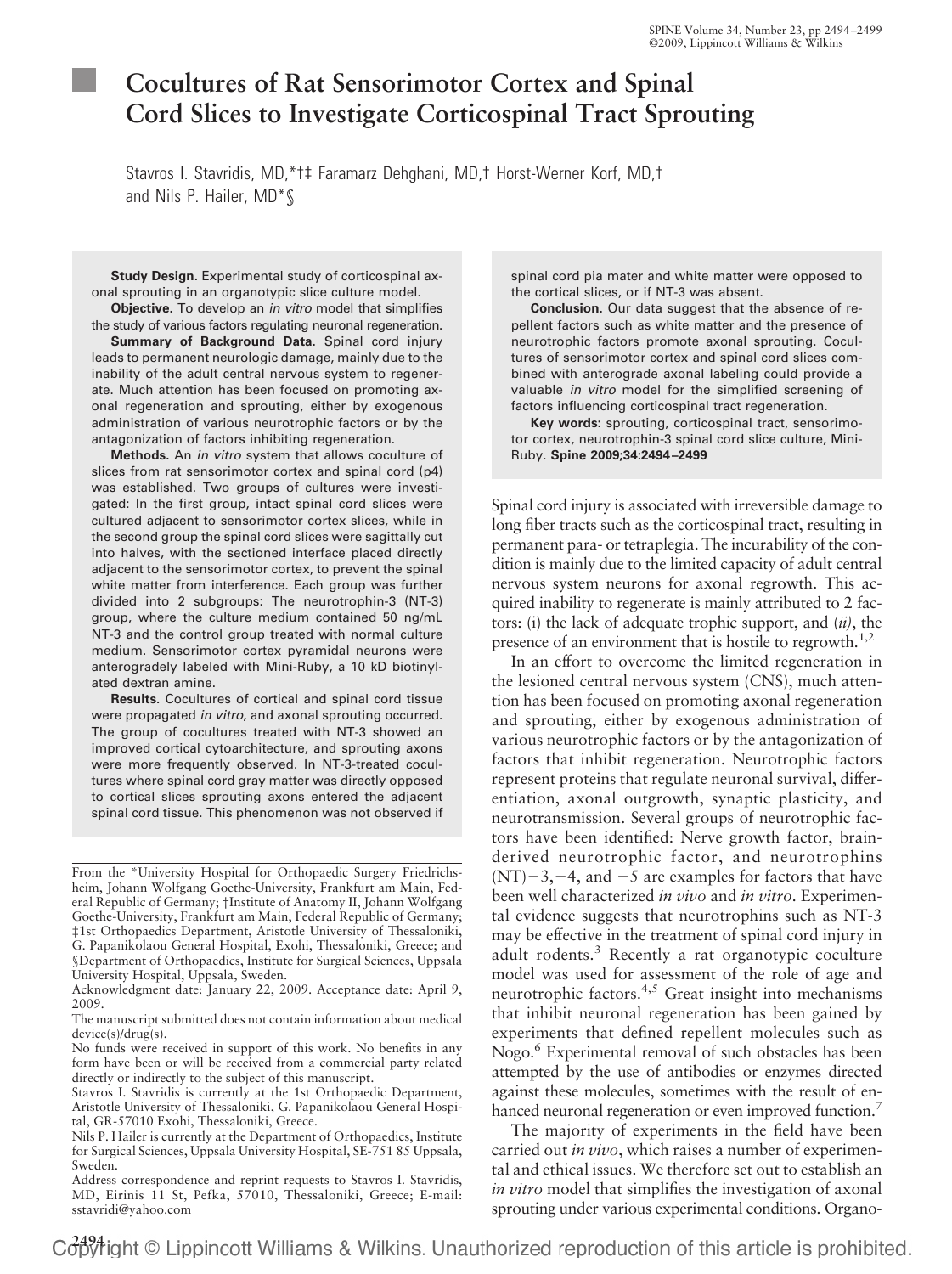# Cocultures of Rat Sensorimotor Cortex and Spinal Cord Slices to Investigate Corticospinal Tract Sprouting

Stavros I. Stavridis, MD,*†‡ Faramarz Dehghani, MD,† Horst-Werner Korf, MD,† and Nils P. Hailer, MD*§

**Study Design.** Experimental study of corticospinal axonal sprouting in an organotypic slice culture model.

**Objective.** To develop an *in vitro* model that simplifies the study of various factors regulating neuronal regeneration.

**Summary of Background Data.** Spinal cord injury leads to permanent neurologic damage, mainly due to the inability of the adult central nervous system to regenerate. Much attention has been focused on promoting axonal regeneration and sprouting, either by exogenous administration of various neurotrophic factors or by the antagonization of factors inhibiting regeneration.

**Methods.** An *in vitro* system that allows coculture of slices from rat sensorimotor cortex and spinal cord (p4) was established. Two groups of cultures were investigated: In the first group, intact spinal cord slices were cultured adjacent to sensorimotor cortex slices, while in the second group the spinal cord slices were sagittally cut into halves, with the sectioned interface placed directly adjacent to the sensorimotor cortex, to prevent the spinal white matter from interference. Each group was further divided into 2 subgroups: The neurotrophin-3 (NT-3) group, where the culture medium contained 50 ng/mL NT-3 and the control group treated with normal culture medium. Sensorimotor cortex pyramidal neurons were anterogradely labeled with Mini-Ruby, a 10 kD biotinylated dextran amine.

**Results.** Cocultures of cortical and spinal cord tissue were propagated *in vitro*, and axonal sprouting occurred. The group of cocultures treated with NT-3 showed an improved cortical cytoarchitecture, and sprouting axons were more frequently observed. In NT-3-treated cocultures where spinal cord gray matter was directly opposed to cortical slices sprouting axons entered the adjacent spinal cord tissue. This phenomenon was not observed if spinal cord pia mater and white matter were opposed to the cortical slices, or if NT-3 was absent.

**Conclusion.** Our data suggest that the absence of repellent factors such as white matter and the presence of neurotrophic factors promote axonal sprouting. Cocultures of sensorimotor cortex and spinal cord slices combined with anterograde axonal labeling could provide a valuable *in vitro* model for the simplified screening of factors influencing corticospinal tract regeneration.

**Key words:** sprouting, corticospinal tract, sensorimotor cortex, neurotrophin-3 spinal cord slice culture, Mini-Ruby. **Spine 2009;34:2494–2499**

From the *University Hospital for Orthopaedic Surgery Friedrichsheim, Johann Wolfgang Goethe-University, Frankfurt am Main, Federal Republic of Germany; †Institute of Anatomy II, Johann Wolfgang Goethe-University, Frankfurt am Main, Federal Republic of Germany; ‡1st Orthopaedics Department, Aristotle University of Thessaloniki, G. Papanikolaou General Hospital, Exohi, Thessaloniki, Greece; and §Department of Orthopaedics, Institute for Surgical Sciences, Uppsala University Hospital, Uppsala, Sweden.

Acknowledgment date: January 22, 2009. Acceptance date: April 9, 2009.

The manuscript submitted does not contain information about medical device(s)/drug(s).

No funds were received in support of this work. No benefits in any form have been or will be received from a commercial party related directly or indirectly to the subject of this manuscript.

Stavros I. Stavridis is currently at the 1st Orthopaedic Department, Aristotle University of Thessaloniki, G. Papanikolaou General Hospital, GR-57010 Exohi, Thessaloniki, Greece.

Nils P. Hailer is currently at the Department of Orthopaedics, Institute for Surgical Sciences, Uppsala University Hospital, SE-751 85 Uppsala, Sweden.

Address correspondence and reprint requests to Stavros I. Stavridis, MD, Eirinis 11 St, Pefka, 57010, Thessaloniki, Greece; E-mail: sstavridi@yahoo.com

Spinal cord injury is associated with irreversible damage to long fiber tracts such as the corticospinal tract, resulting in permanent para- or tetraplegia. The incurability of the condition is mainly due to the limited capacity of adult central nervous system neurons for axonal regrowth. This acquired inability to regenerate is mainly attributed to 2 factors: (i) the lack of adequate trophic support, and (*ii*), the presence of an environment that is hostile to regrowth.[1,2]

In an effort to overcome the limited regeneration in the lesioned central nervous system (CNS), much attention has been focused on promoting axonal regeneration and sprouting, either by exogenous administration of various neurotrophic factors or by the antagonization of factors that inhibit regeneration. Neurotrophic factors represent proteins that regulate neuronal survival, differentiation, axonal outgrowth, synaptic plasticity, and neurotransmission. Several groups of neurotrophic factors have been identified: Nerve growth factor, brain-derived neurotrophic factor, and neurotrophins (NT)−3, −4, and −5 are examples for factors that have been well characterized *in vivo* and *in vitro*. Experimental evidence suggests that neurotrophins such as NT-3 may be effective in the treatment of spinal cord injury in adult rodents.[3] Recently a rat organotypic coculture model was used for assessment of the role of age and neurotrophic factors.[4,5] Great insight into mechanisms that inhibit neuronal regeneration has been gained by experiments that defined repellent molecules such as Nogo.[6] Experimental removal of such obstacles has been attempted by the use of antibodies or enzymes directed against these molecules, sometimes with the result of enhanced neuronal regeneration or even improved function.[7]

The majority of experiments in the field have been carried out *in vivo*, which raises a number of experimental and ethical issues. We therefore set out to establish an *in vitro* model that simplifies the investigation of axonal sprouting under various experimental conditions. Organo-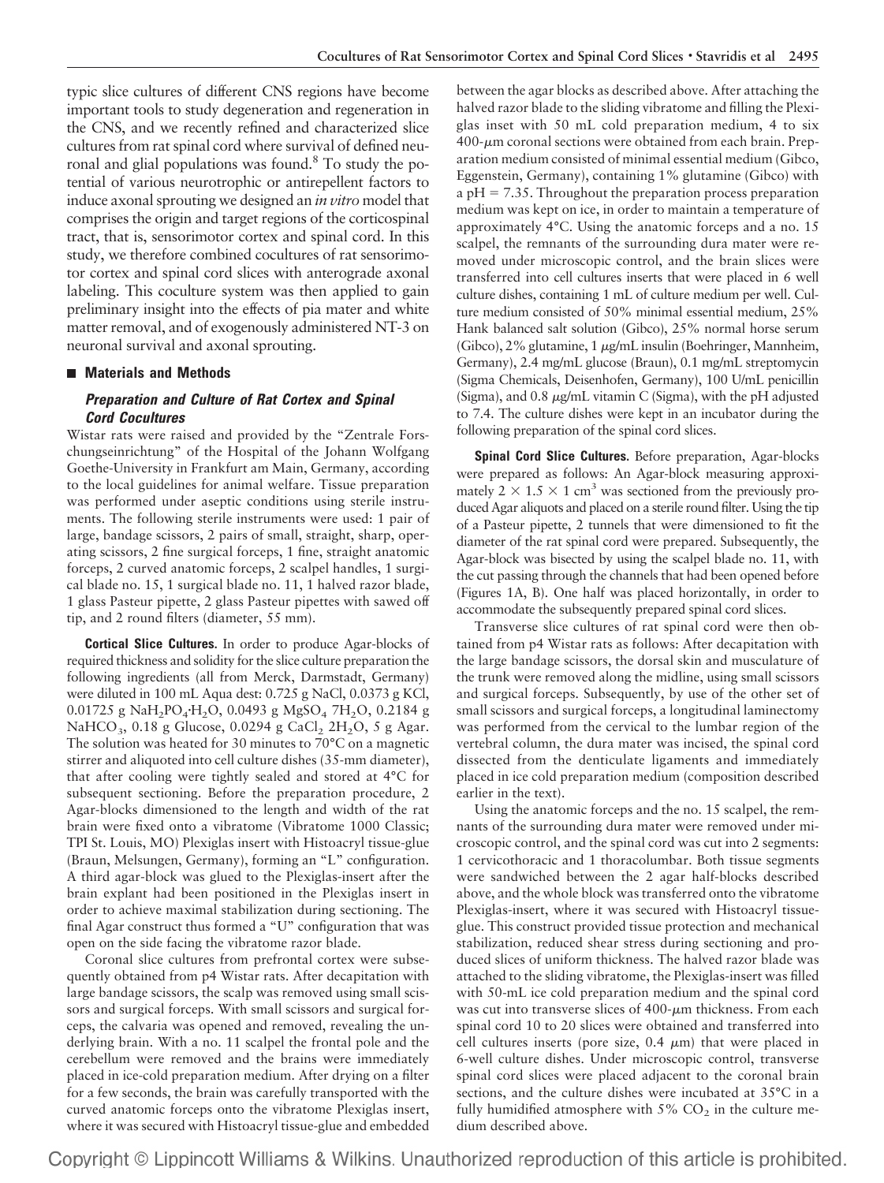typic slice cultures of different CNS regions have become important tools to study degeneration and regeneration in the CNS, and we recently refined and characterized slice cultures from rat spinal cord where survival of defined neuronal and glial populations was found.[8] To study the potential of various neurotrophic or antirepellent factors to induce axonal sprouting we designed an *in vitro* model that comprises the origin and target regions of the corticospinal tract, that is, sensorimotor cortex and spinal cord. In this study, we therefore combined cocultures of rat sensorimotor cortex and spinal cord slices with anterograde axonal labeling. This coculture system was then applied to gain preliminary insight into the effects of pia mater and white matter removal, and of exogenously administered NT-3 on neuronal survival and axonal sprouting.

## Materials and Methods

### Preparation and Culture of Rat Cortex and Spinal Cord Cocultures

Wistar rats were raised and provided by the "Zentrale Forschungseinrichtung" of the Hospital of the Johann Wolfgang Goethe-University in Frankfurt am Main, Germany, according to the local guidelines for animal welfare. Tissue preparation was performed under aseptic conditions using sterile instruments. The following sterile instruments were used: 1 pair of large, bandage scissors, 2 pairs of small, straight, sharp, operating scissors, 2 fine surgical forceps, 1 fine, straight anatomic forceps, 2 curved anatomic forceps, 2 scalpel handles, 1 surgical blade no. 15, 1 surgical blade no. 11, 1 halved razor blade, 1 glass Pasteur pipette, 2 glass Pasteur pipettes with sawed off tip, and 2 round filters (diameter, 55 mm).

**Cortical Slice Cultures.** In order to produce Agar-blocks of required thickness and solidity for the slice culture preparation the following ingredients (all from Merck, Darmstadt, Germany) were diluted in 100 mL Aqua dest: 0.725 g NaCl, 0.0373 g KCl, 0.01725 g $NaH_2PO_4 \cdot H_2O$, 0.0493 g $MgSO_4$ $7H_2O$, 0.2184 g $NaHCO_3$, 0.18 g Glucose, 0.0294 g $CaCl_2$ $2H_2O$, 5 g Agar. The solution was heated for 30 minutes to 70°C on a magnetic stirrer and aliquoted into cell culture dishes (35-mm diameter), that after cooling were tightly sealed and stored at 4°C for subsequent sectioning. Before the preparation procedure, 2 Agar-blocks dimensioned to the length and width of the rat brain were fixed onto a vibratome (Vibratome 1000 Classic; TPI St. Louis, MO) Plexiglas insert with Histoacryl tissue-glue (Braun, Melsungen, Germany), forming an "L" configuration. A third agar-block was glued to the Plexiglas-insert after the brain explant had been positioned in the Plexiglas insert in order to achieve maximal stabilization during sectioning. The final Agar construct thus formed a "U" configuration that was open on the side facing the vibratome razor blade.

Coronal slice cultures from prefrontal cortex were subsequently obtained from p4 Wistar rats. After decapitation with large bandage scissors, the scalp was removed using small scissors and surgical forceps. With small scissors and surgical forceps, the calvaria was opened and removed, revealing the underlying brain. With a no. 11 scalpel the frontal pole and the cerebellum were removed and the brains were immediately placed in ice-cold preparation medium. After drying on a filter for a few seconds, the brain was carefully transported with the curved anatomic forceps onto the vibratome Plexiglas insert, where it was secured with Histoacryl tissue-glue and embedded between the agar blocks as described above. After attaching the halved razor blade to the sliding vibratome and filling the Plexiglas inset with 50 mL cold preparation medium, 4 to six 400-$\mu$m coronal sections were obtained from each brain. Preparation medium consisted of minimal essential medium (Gibco, Eggenstein, Germany), containing 1% glutamine (Gibco) with a pH = 7.35. Throughout the preparation process preparation medium was kept on ice, in order to maintain a temperature of approximately 4°C. Using the anatomic forceps and a no. 15 scalpel, the remnants of the surrounding dura mater were removed under microscopic control, and the brain slices were transferred into cell cultures inserts that were placed in 6 well culture dishes, containing 1 mL of culture medium per well. Culture medium consisted of 50% minimal essential medium, 25% Hank balanced salt solution (Gibco), 25% normal horse serum (Gibco), 2% glutamine, 1 $\mu$g/mL insulin (Boehringer, Mannheim, Germany), 2.4 mg/mL glucose (Braun), 0.1 mg/mL streptomycin (Sigma Chemicals, Deisenhofen, Germany), 100 U/mL penicillin (Sigma), and 0.8 $\mu$g/mL vitamin C (Sigma), with the pH adjusted to 7.4. The culture dishes were kept in an incubator during the following preparation of the spinal cord slices.

**Spinal Cord Slice Cultures.** Before preparation, Agar-blocks were prepared as follows: An Agar-block measuring approximately $2 \times 1.5 \times 1$ $cm^3$ was sectioned from the previously produced Agar aliquots and placed on a sterile round filter. Using the tip of a Pasteur pipette, 2 tunnels that were dimensioned to fit the diameter of the rat spinal cord were prepared. Subsequently, the Agar-block was bisected by using the scalpel blade no. 11, with the cut passing through the channels that had been opened before (Figures 1A, B). One half was placed horizontally, in order to accommodate the subsequently prepared spinal cord slices.

Transverse slice cultures of rat spinal cord were then obtained from p4 Wistar rats as follows: After decapitation with the large bandage scissors, the dorsal skin and musculature of the trunk were removed along the midline, using small scissors and surgical forceps. Subsequently, by use of the other set of small scissors and surgical forceps, a longitudinal laminectomy was performed from the cervical to the lumbar region of the vertebral column, the dura mater was incised, the spinal cord dissected from the denticulate ligaments and immediately placed in ice cold preparation medium (composition described earlier in the text).

Using the anatomic forceps and the no. 15 scalpel, the remnants of the surrounding dura mater were removed under microscopic control, and the spinal cord was cut into 2 segments: 1 cervicothoracic and 1 thoracolumbar. Both tissue segments were sandwiched between the 2 agar half-blocks described above, and the whole block was transferred onto the vibratome Plexiglas-insert, where it was secured with Histoacryl tissue-glue. This construct provided tissue protection and mechanical stabilization, reduced shear stress during sectioning and produced slices of uniform thickness. The halved razor blade was attached to the sliding vibratome, the Plexiglas-insert was filled with 50-mL ice cold preparation medium and the spinal cord was cut into transverse slices of 400-$\mu$m thickness. From each spinal cord 10 to 20 slices were obtained and transferred into cell cultures inserts (pore size, 0.4 $\mu$m) that were placed in 6-well culture dishes. Under microscopic control, transverse spinal cord slices were placed adjacent to the coronal brain sections, and the culture dishes were incubated at 35°C in a fully humidified atmosphere with 5% $CO_2$ in the culture medium described above.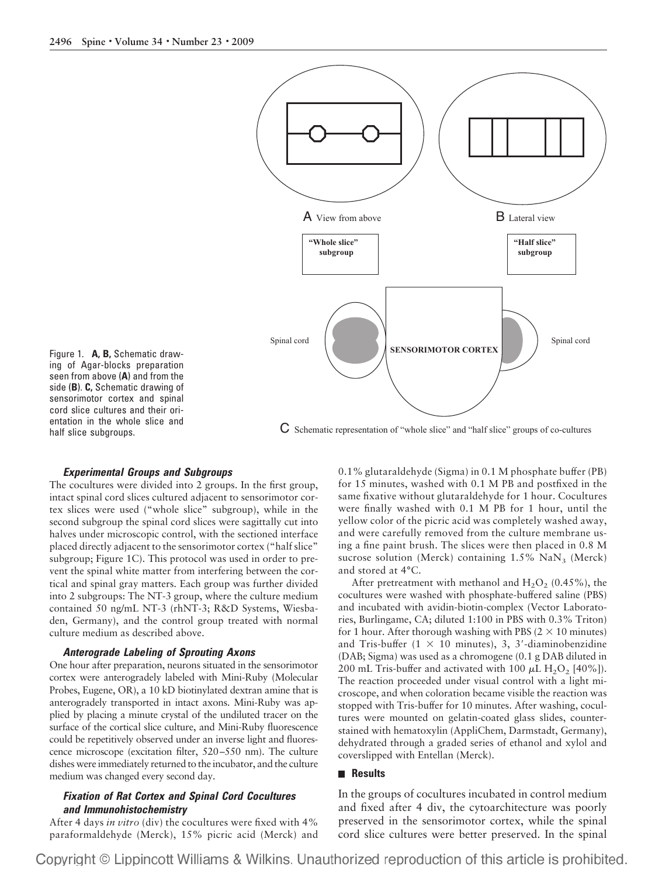Figure 1. **A, B,** Schematic drawing of Agar-blocks preparation seen from above (**A**) and from the side (**B**). **C,** Schematic drawing of sensorimotor cortex and spinal cord slice cultures and their orientation in the whole slice and half slice subgroups.

### *Experimental Groups and Subgroups*

The cocultures were divided into 2 groups. In the first group, intact spinal cord slices cultured adjacent to sensorimotor cortex slices were used ("whole slice" subgroup), while in the second subgroup the spinal cord slices were sagittally cut into halves under microscopic control, with the sectioned interface placed directly adjacent to the sensorimotor cortex ("half slice" subgroup; Figure 1C). This protocol was used in order to prevent the spinal white matter from interfering between the cortical and spinal gray matters. Each group was further divided into 2 subgroups: The NT-3 group, where the culture medium contained 50 ng/mL NT-3 (rhNT-3; R&D Systems, Wiesbaden, Germany), and the control group treated with normal culture medium as described above.

### *Anterograde Labeling of Sprouting Axons*

One hour after preparation, neurons situated in the sensorimotor cortex were anterogradely labeled with Mini-Ruby (Molecular Probes, Eugene, OR), a 10 kD biotinylated dextran amine that is anterogradely transported in intact axons. Mini-Ruby was applied by placing a minute crystal of the undiluted tracer on the surface of the cortical slice culture, and Mini-Ruby fluorescence could be repetitively observed under an inverse light and fluorescence microscope (excitation filter, 520–550 nm). The culture dishes were immediately returned to the incubator, and the culture medium was changed every second day.

### *Fixation of Rat Cortex and Spinal Cord Cocultures and Immunohistochemistry*

After 4 days *in vitro* (div) the cocultures were fixed with 4% paraformaldehyde (Merck), 15% picric acid (Merck) and 0.1% glutaraldehyde (Sigma) in 0.1 M phosphate buffer (PB) for 15 minutes, washed with 0.1 M PB and postfixed in the same fixative without glutaraldehyde for 1 hour. Cocultures were finally washed with 0.1 M PB for 1 hour, until the yellow color of the picric acid was completely washed away, and were carefully removed from the culture membrane using a fine paint brush. The slices were then placed in 0.8 M sucrose solution (Merck) containing 1.5% $NaN_3$ (Merck) and stored at 4°C.

After pretreatment with methanol and $H_2O_2$ (0.45%), the cocultures were washed with phosphate-buffered saline (PBS) and incubated with avidin-biotin-complex (Vector Laboratories, Burlingame, CA; diluted 1:100 in PBS with 0.3% Triton) for 1 hour. After thorough washing with PBS ($2 \times 10$ minutes) and Tris-buffer ($1 \times 10$ minutes), 3, 3′-diaminobenzidine (DAB; Sigma) was used as a chromogene (0.1 g DAB diluted in 200 mL Tris-buffer and activated with 100 $\mu$L $H_2O_2$ [40%]). The reaction proceeded under visual control with a light microscope, and when coloration became visible the reaction was stopped with Tris-buffer for 10 minutes. After washing, cocultures were mounted on gelatin-coated glass slides, counterstained with hematoxylin (AppliChem, Darmstadt, Germany), dehydrated through a graded series of ethanol and xylol and coverslipped with Entellan (Merck).

## Results

In the groups of cocultures incubated in control medium and fixed after 4 div, the cytoarchitecture was poorly preserved in the sensorimotor cortex, while the spinal cord slice cultures were better preserved. In the spinal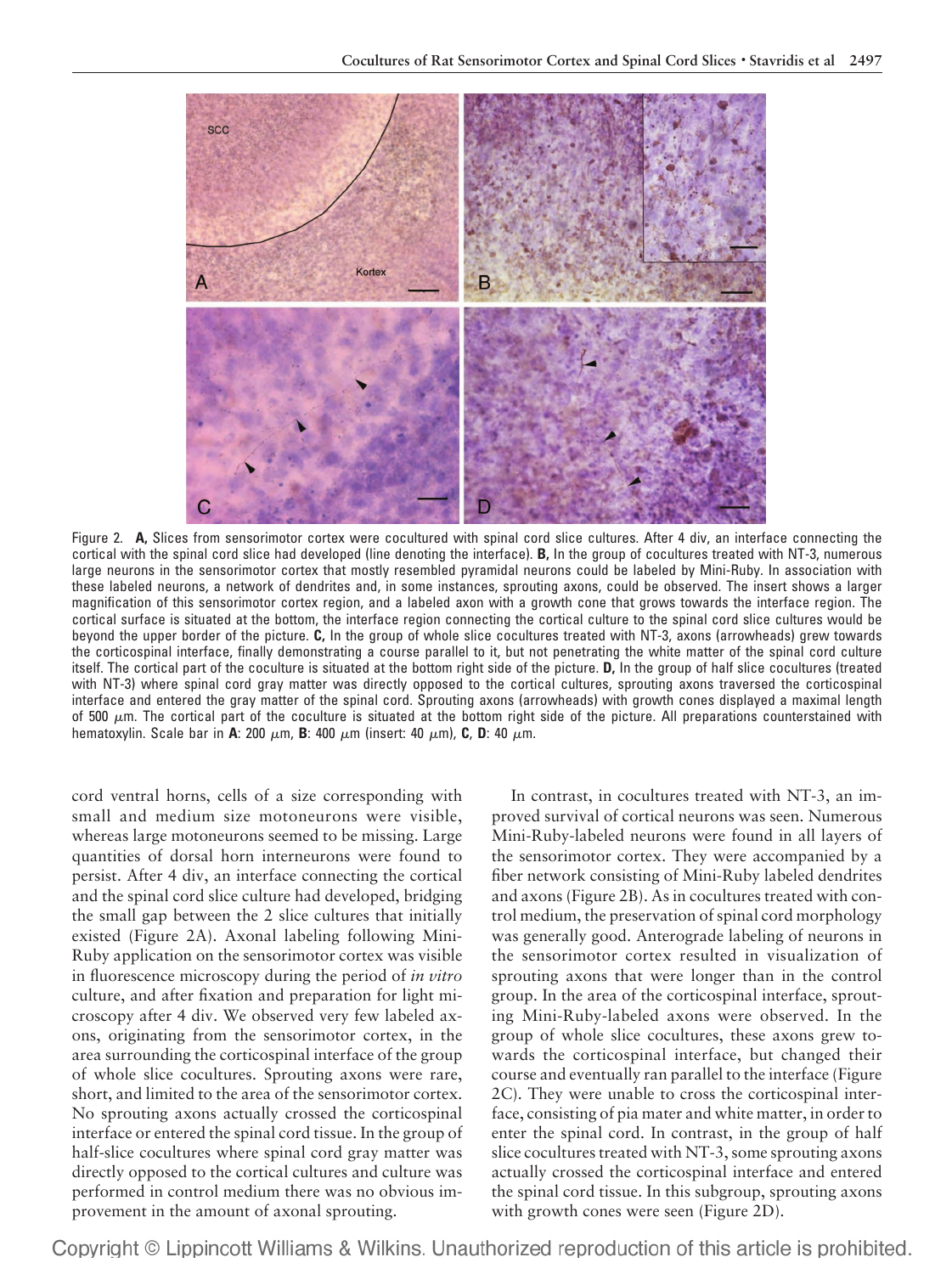Figure 2. **A,** Slices from sensorimotor cortex were cocultured with spinal cord slice cultures. After 4 div, an interface connecting the cortical with the spinal cord slice had developed (line denoting the interface). **B,** In the group of cocultures treated with NT-3, numerous large neurons in the sensorimotor cortex that mostly resembled pyramidal neurons could be labeled by Mini-Ruby. In association with these labeled neurons, a network of dendrites and, in some instances, sprouting axons, could be observed. The insert shows a larger magnification of this sensorimotor cortex region, and a labeled axon with a growth cone that grows towards the interface region. The cortical surface is situated at the bottom, the interface region connecting the cortical culture to the spinal cord slice cultures would be beyond the upper border of the picture. **C,** In the group of whole slice cocultures treated with NT-3, axons (arrowheads) grew towards the corticospinal interface, finally demonstrating a course parallel to it, but not penetrating the white matter of the spinal cord culture itself. The cortical part of the coculture is situated at the bottom right side of the picture. **D,** In the group of half slice cocultures (treated with NT-3) where spinal cord gray matter was directly opposed to the cortical cultures, sprouting axons traversed the corticospinal interface and entered the gray matter of the spinal cord. Sprouting axons (arrowheads) with growth cones displayed a maximal length of 500 $\mu$m. The cortical part of the coculture is situated at the bottom right side of the picture. All preparations counterstained with hematoxylin. Scale bar in **A**: 200 $\mu$m, **B**: 400 $\mu$m (insert: 40 $\mu$m), **C**, **D**: 40 $\mu$m.

cord ventral horns, cells of a size corresponding with small and medium size motoneurons were visible, whereas large motoneurons seemed to be missing. Large quantities of dorsal horn interneurons were found to persist. After 4 div, an interface connecting the cortical and the spinal cord slice culture had developed, bridging the small gap between the 2 slice cultures that initially existed (Figure 2A). Axonal labeling following Mini-Ruby application on the sensorimotor cortex was visible in fluorescence microscopy during the period of *in vitro* culture, and after fixation and preparation for light microscopy after 4 div. We observed very few labeled axons, originating from the sensorimotor cortex, in the area surrounding the corticospinal interface of the group of whole slice cocultures. Sprouting axons were rare, short, and limited to the area of the sensorimotor cortex. No sprouting axons actually crossed the corticospinal interface or entered the spinal cord tissue. In the group of half-slice cocultures where spinal cord gray matter was directly opposed to the cortical cultures and culture was performed in control medium there was no obvious improvement in the amount of axonal sprouting.

In contrast, in cocultures treated with NT-3, an improved survival of cortical neurons was seen. Numerous Mini-Ruby-labeled neurons were found in all layers of the sensorimotor cortex. They were accompanied by a fiber network consisting of Mini-Ruby labeled dendrites and axons (Figure 2B). As in cocultures treated with control medium, the preservation of spinal cord morphology was generally good. Anterograde labeling of neurons in the sensorimotor cortex resulted in visualization of sprouting axons that were longer than in the control group. In the area of the corticospinal interface, sprouting Mini-Ruby-labeled axons were observed. In the group of whole slice cocultures, these axons grew towards the corticospinal interface, but changed their course and eventually ran parallel to the interface (Figure 2C). They were unable to cross the corticospinal interface, consisting of pia mater and white matter, in order to enter the spinal cord. In contrast, in the group of half slice cocultures treated with NT-3, some sprouting axons actually crossed the corticospinal interface and entered the spinal cord tissue. In this subgroup, sprouting axons with growth cones were seen (Figure 2D).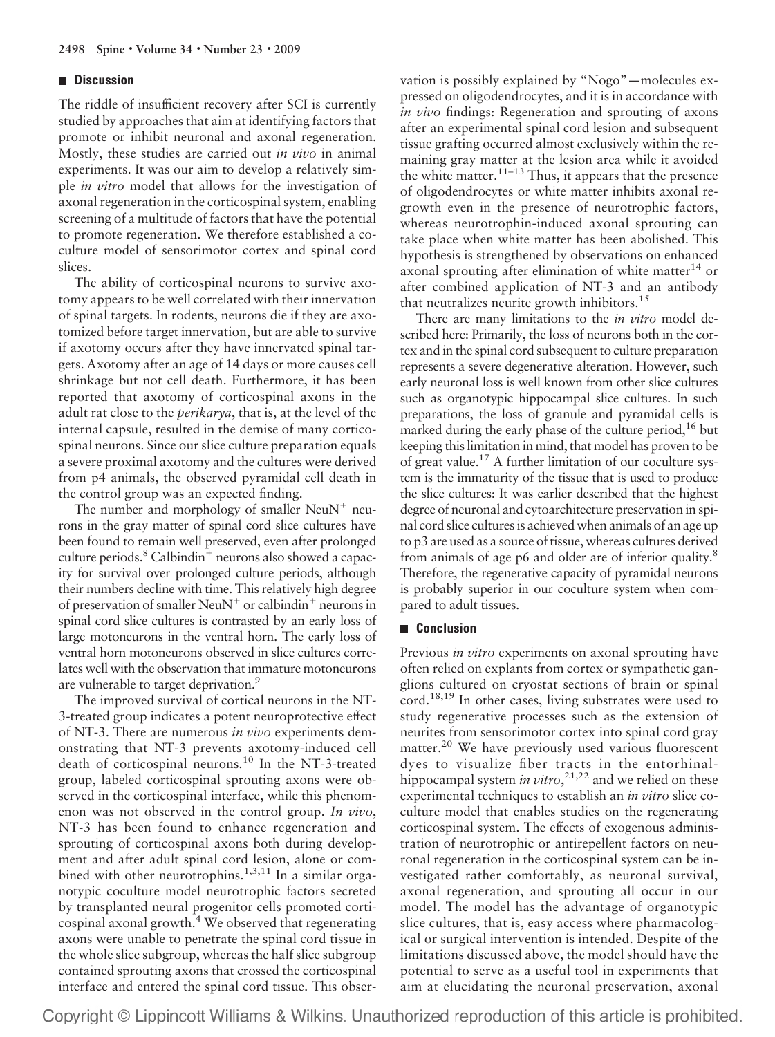## Discussion

The riddle of insufficient recovery after SCI is currently studied by approaches that aim at identifying factors that promote or inhibit neuronal and axonal regeneration. Mostly, these studies are carried out *in vivo* in animal experiments. It was our aim to develop a relatively simple *in vitro* model that allows for the investigation of axonal regeneration in the corticospinal system, enabling screening of a multitude of factors that have the potential to promote regeneration. We therefore established a coculture model of sensorimotor cortex and spinal cord slices.

The ability of corticospinal neurons to survive axotomy appears to be well correlated with their innervation of spinal targets. In rodents, neurons die if they are axotomized before target innervation, but are able to survive if axotomy occurs after they have innervated spinal targets. Axotomy after an age of 14 days or more causes cell shrinkage but not cell death. Furthermore, it has been reported that axotomy of corticospinal axons in the adult rat close to the *perikarya*, that is, at the level of the internal capsule, resulted in the demise of many corticospinal neurons. Since our slice culture preparation equals a severe proximal axotomy and the cultures were derived from p4 animals, the observed pyramidal cell death in the control group was an expected finding.

The number and morphology of smaller $NeuN^+$ neurons in the gray matter of spinal cord slice cultures have been found to remain well preserved, even after prolonged culture periods.[8] $Calbindin^+$ neurons also showed a capacity for survival over prolonged culture periods, although their numbers decline with time. This relatively high degree of preservation of smaller $NeuN^+$ or $calbindin^+$ neurons in spinal cord slice cultures is contrasted by an early loss of large motoneurons in the ventral horn. The early loss of ventral horn motoneurons observed in slice cultures correlates well with the observation that immature motoneurons are vulnerable to target deprivation.[9]

The improved survival of cortical neurons in the NT-3-treated group indicates a potent neuroprotective effect of NT-3. There are numerous *in vivo* experiments demonstrating that NT-3 prevents axotomy-induced cell death of corticospinal neurons.[10] In the NT-3-treated group, labeled corticospinal sprouting axons were observed in the corticospinal interface, while this phenomenon was not observed in the control group. *In vivo*, NT-3 has been found to enhance regeneration and sprouting of corticospinal axons both during development and after adult spinal cord lesion, alone or combined with other neurotrophins.[1,3,11] In a similar organotypic coculture model neurotrophic factors secreted by transplanted neural progenitor cells promoted corticospinal axonal growth.[4] We observed that regenerating axons were unable to penetrate the spinal cord tissue in the whole slice subgroup, whereas the half slice subgroup contained sprouting axons that crossed the corticospinal interface and entered the spinal cord tissue. This observation is possibly explained by "Nogo"—molecules expressed on oligodendrocytes, and it is in accordance with *in vivo* findings: Regeneration and sprouting of axons after an experimental spinal cord lesion and subsequent tissue grafting occurred almost exclusively within the remaining gray matter at the lesion area while it avoided the white matter.[11–13] Thus, it appears that the presence of oligodendrocytes or white matter inhibits axonal regrowth even in the presence of neurotrophic factors, whereas neurotrophin-induced axonal sprouting can take place when white matter has been abolished. This hypothesis is strengthened by observations on enhanced axonal sprouting after elimination of white matter[14] or after combined application of NT-3 and an antibody that neutralizes neurite growth inhibitors.[15]

There are many limitations to the *in vitro* model described here: Primarily, the loss of neurons both in the cortex and in the spinal cord subsequent to culture preparation represents a severe degenerative alteration. However, such early neuronal loss is well known from other slice cultures such as organotypic hippocampal slice cultures. In such preparations, the loss of granule and pyramidal cells is marked during the early phase of the culture period,[16] but keeping this limitation in mind, that model has proven to be of great value.[17] A further limitation of our coculture system is the immaturity of the tissue that is used to produce the slice cultures: It was earlier described that the highest degree of neuronal and cytoarchitecture preservation in spinal cord slice cultures is achieved when animals of an age up to p3 are used as a source of tissue, whereas cultures derived from animals of age p6 and older are of inferior quality.[8] Therefore, the regenerative capacity of pyramidal neurons is probably superior in our coculture system when compared to adult tissues.

## Conclusion

Previous *in vitro* experiments on axonal sprouting have often relied on explants from cortex or sympathetic ganglions cultured on cryostat sections of brain or spinal cord.[18,19] In other cases, living substrates were used to study regenerative processes such as the extension of neurites from sensorimotor cortex into spinal cord gray matter.[20] We have previously used various fluorescent dyes to visualize fiber tracts in the entorhinal-hippocampal system *in vitro*,[21,22] and we relied on these experimental techniques to establish an *in vitro* slice coculture model that enables studies on the regenerating corticospinal system. The effects of exogenous administration of neurotrophic or antirepellent factors on neuronal regeneration in the corticospinal system can be investigated rather comfortably, as neuronal survival, axonal regeneration, and sprouting all occur in our model. The model has the advantage of organotypic slice cultures, that is, easy access where pharmacological or surgical intervention is intended. Despite of the limitations discussed above, the model should have the potential to serve as a useful tool in experiments that aim at elucidating the neuronal preservation, axonal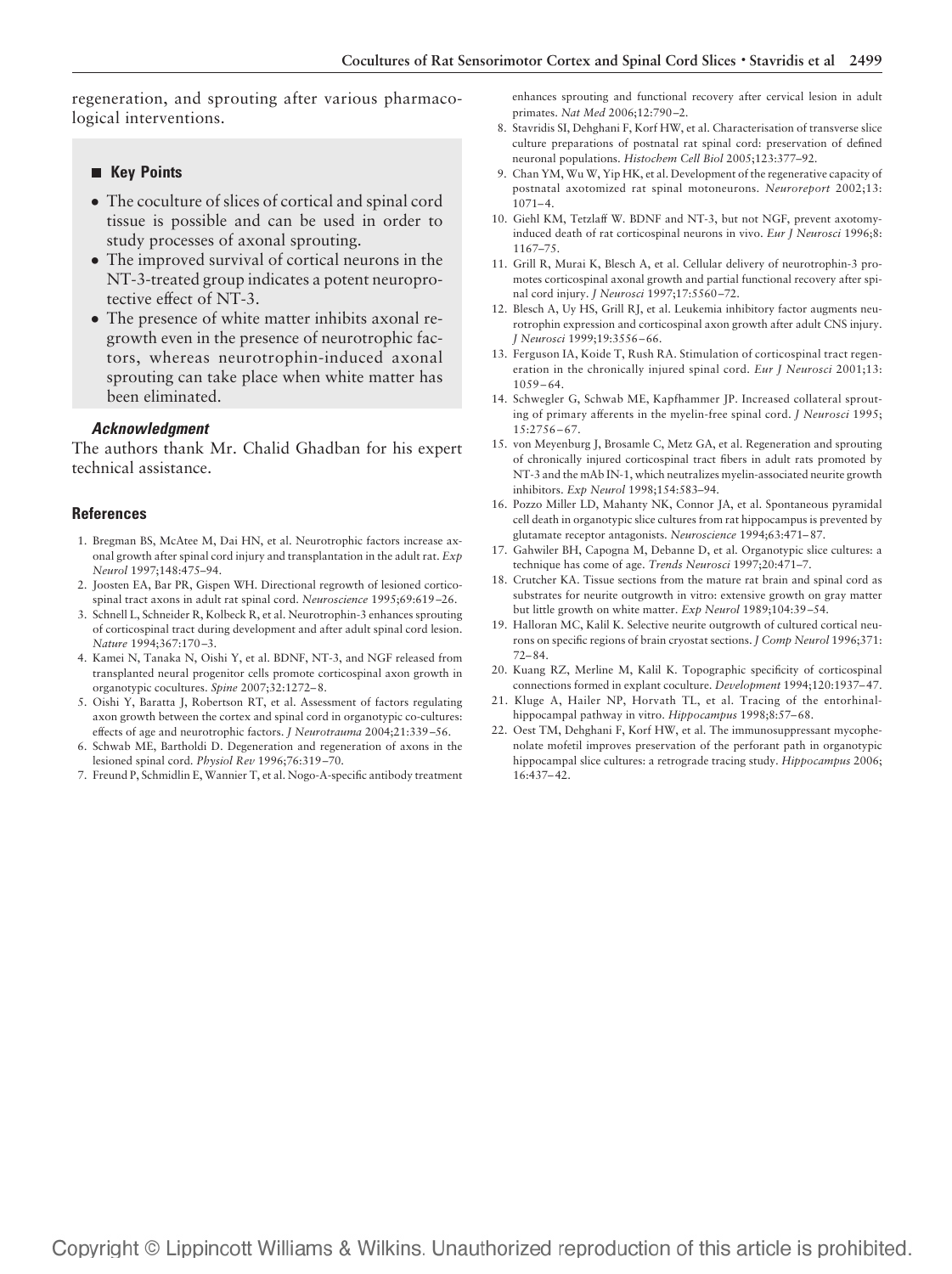regeneration, and sprouting after various pharmacological interventions.

## Key Points

- The coculture of slices of cortical and spinal cord tissue is possible and can be used in order to study processes of axonal sprouting.
- The improved survival of cortical neurons in the NT-3-treated group indicates a potent neuroprotective effect of NT-3.
- The presence of white matter inhibits axonal regrowth even in the presence of neurotrophic factors, whereas neurotrophin-induced axonal sprouting can take place when white matter has been eliminated.

### *Acknowledgment*

The authors thank Mr. Chalid Ghadban for his expert technical assistance.

## References

1. Bregman BS, McAtee M, Dai HN, et al. Neurotrophic factors increase axonal growth after spinal cord injury and transplantation in the adult rat. *Exp Neurol* 1997;148:475–94.
2. Joosten EA, Bar PR, Gispen WH. Directional regrowth of lesioned corticospinal tract axons in adult rat spinal cord. *Neuroscience* 1995;69:619–26.
3. Schnell L, Schneider R, Kolbeck R, et al. Neurotrophin-3 enhances sprouting of corticospinal tract during development and after adult spinal cord lesion. *Nature* 1994;367:170–3.
4. Kamei N, Tanaka N, Oishi Y, et al. BDNF, NT-3, and NGF released from transplanted neural progenitor cells promote corticospinal axon growth in organotypic cocultures. *Spine* 2007;32:1272–8.
5. Oishi Y, Baratta J, Robertson RT, et al. Assessment of factors regulating axon growth between the cortex and spinal cord in organotypic co-cultures: effects of age and neurotrophic factors. *J Neurotrauma* 2004;21:339–56.
6. Schwab ME, Bartholdi D. Degeneration and regeneration of axons in the lesioned spinal cord. *Physiol Rev* 1996;76:319–70.
7. Freund P, Schmidlin E, Wannier T, et al. Nogo-A-specific antibody treatment enhances sprouting and functional recovery after cervical lesion in adult primates. *Nat Med* 2006;12:790–2.
8. Stavridis SI, Dehghani F, Korf HW, et al. Characterisation of transverse slice culture preparations of postnatal rat spinal cord: preservation of defined neuronal populations. *Histochem Cell Biol* 2005;123:377–92.
9. Chan YM, Wu W, Yip HK, et al. Development of the regenerative capacity of postnatal axotomized rat spinal motoneurons. *Neuroreport* 2002;13:1071–4.
10. Giehl KM, Tetzlaff W. BDNF and NT-3, but not NGF, prevent axotomy-induced death of rat corticospinal neurons in vivo. *Eur J Neurosci* 1996;8:1167–75.
11. Grill R, Murai K, Blesch A, et al. Cellular delivery of neurotrophin-3 promotes corticospinal axonal growth and partial functional recovery after spinal cord injury. *J Neurosci* 1997;17:5560–72.
12. Blesch A, Uy HS, Grill RJ, et al. Leukemia inhibitory factor augments neurotrophin expression and corticospinal axon growth after adult CNS injury. *J Neurosci* 1999;19:3556–66.
13. Ferguson IA, Koide T, Rush RA. Stimulation of corticospinal tract regeneration in the chronically injured spinal cord. *Eur J Neurosci* 2001;13:1059–64.
14. Schwegler G, Schwab ME, Kapfhammer JP. Increased collateral sprouting of primary afferents in the myelin-free spinal cord. *J Neurosci* 1995;15:2756–67.
15. von Meyenburg J, Brosamle C, Metz GA, et al. Regeneration and sprouting of chronically injured corticospinal tract fibers in adult rats promoted by NT-3 and the mAb IN-1, which neutralizes myelin-associated neurite growth inhibitors. *Exp Neurol* 1998;154:583–94.
16. Pozzo Miller LD, Mahanty NK, Connor JA, et al. Spontaneous pyramidal cell death in organotypic slice cultures from rat hippocampus is prevented by glutamate receptor antagonists. *Neuroscience* 1994;63:471–87.
17. Gahwiler BH, Capogna M, Debanne D, et al. Organotypic slice cultures: a technique has come of age. *Trends Neurosci* 1997;20:471–7.
18. Crutcher KA. Tissue sections from the mature rat brain and spinal cord as substrates for neurite outgrowth in vitro: extensive growth on gray matter but little growth on white matter. *Exp Neurol* 1989;104:39–54.
19. Halloran MC, Kalil K. Selective neurite outgrowth of cultured cortical neurons on specific regions of brain cryostat sections. *J Comp Neurol* 1996;371:72–84.
20. Kuang RZ, Merline M, Kalil K. Topographic specificity of corticospinal connections formed in explant coculture. *Development* 1994;120:1937–47.
21. Kluge A, Hailer NP, Horvath TL, et al. Tracing of the entorhinal-hippocampal pathway in vitro. *Hippocampus* 1998;8:57–68.
22. Oest TM, Dehghani F, Korf HW, et al. The immunosuppressant mycophenolate mofetil improves preservation of the perforant path in organotypic hippocampal slice cultures: a retrograde tracing study. *Hippocampus* 2006;16:437–42.